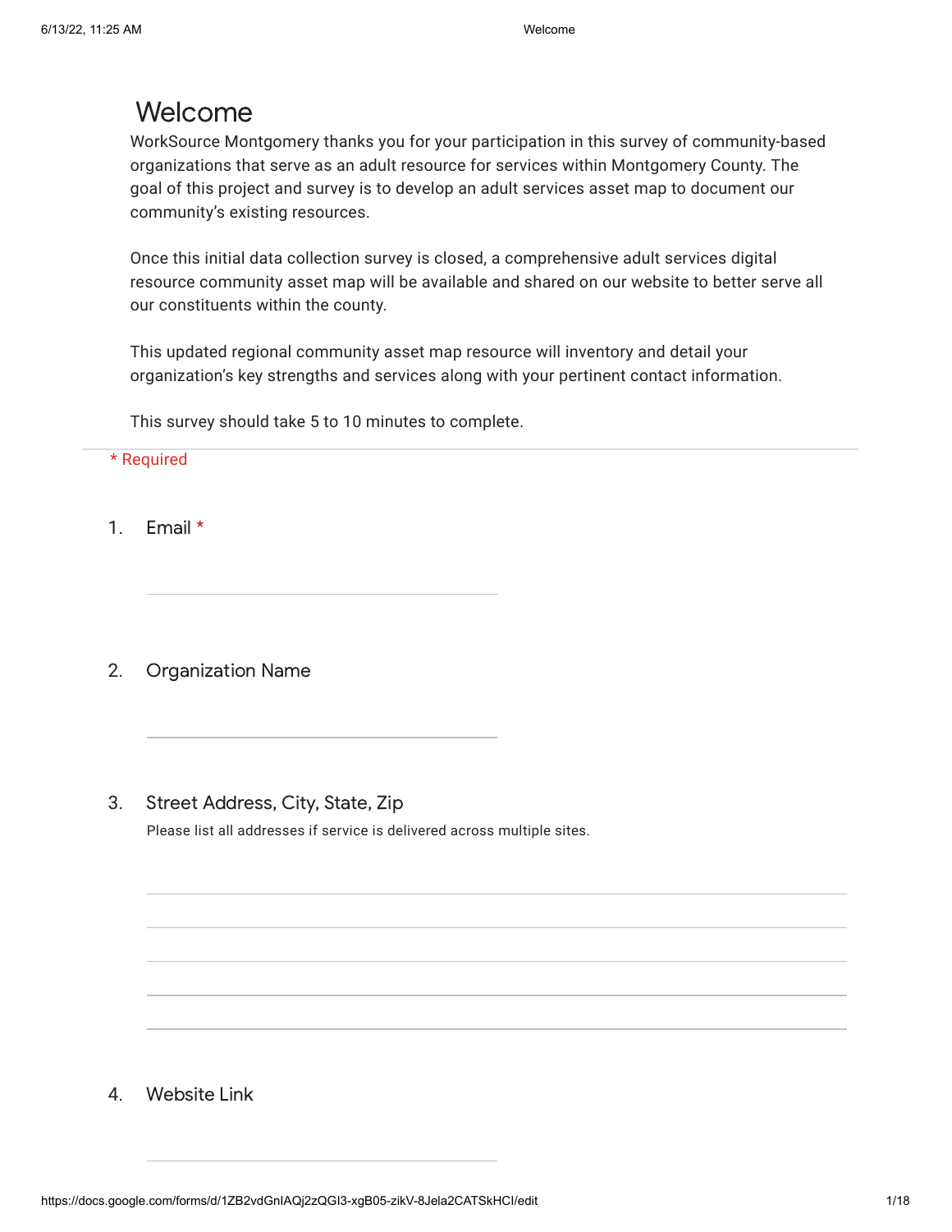# Welcome

WorkSource Montgomery thanks you for your participation in this survey of community-based organizations that serve as an adult resource for services within Montgomery County. The goal of this project and survey is to develop an adult services asset map to document our community's existing resources.

Once this initial data collection survey is closed, a comprehensive adult services digital resource community asset map will be available and shared on our website to better serve all our constituents within the county.

This updated regional community asset map resource will inventory and detail your organization's key strengths and services along with your pertinent contact information.

This survey should take 5 to 10 minutes to complete.

\* Required

1. Email *

_______________________________

2. Organization Name

_______________________________

3. Street Address, City, State, Zip

   Please list all addresses if service is delivered across multiple sites.

_______________________________

_______________________________

_______________________________

_______________________________

_______________________________

4. Website Link

_______________________________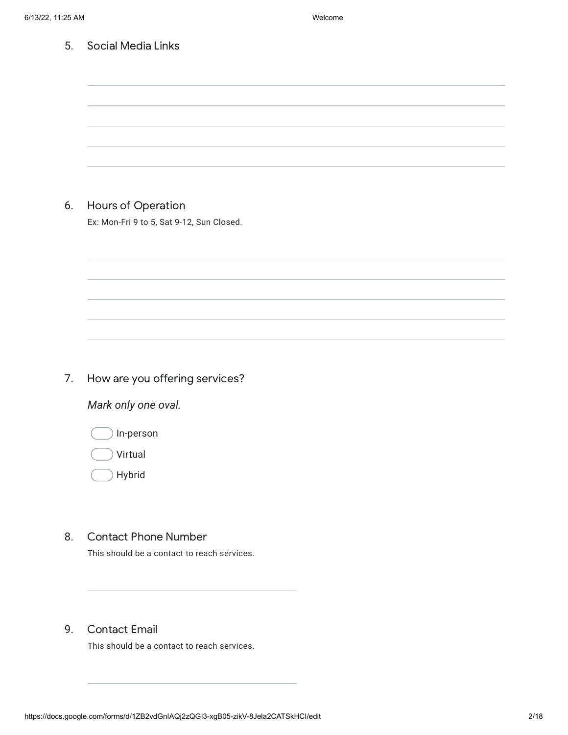5. Social Media Links

6. Hours of Operation

   Ex: Mon-Fri 9 to 5, Sat 9-12, Sun Closed.

7. How are you offering services?

   *Mark only one oval.*

   - ◯ In-person
   - ◯ Virtual
   - ◯ Hybrid

8. Contact Phone Number

   This should be a contact to reach services.

9. Contact Email

   This should be a contact to reach services.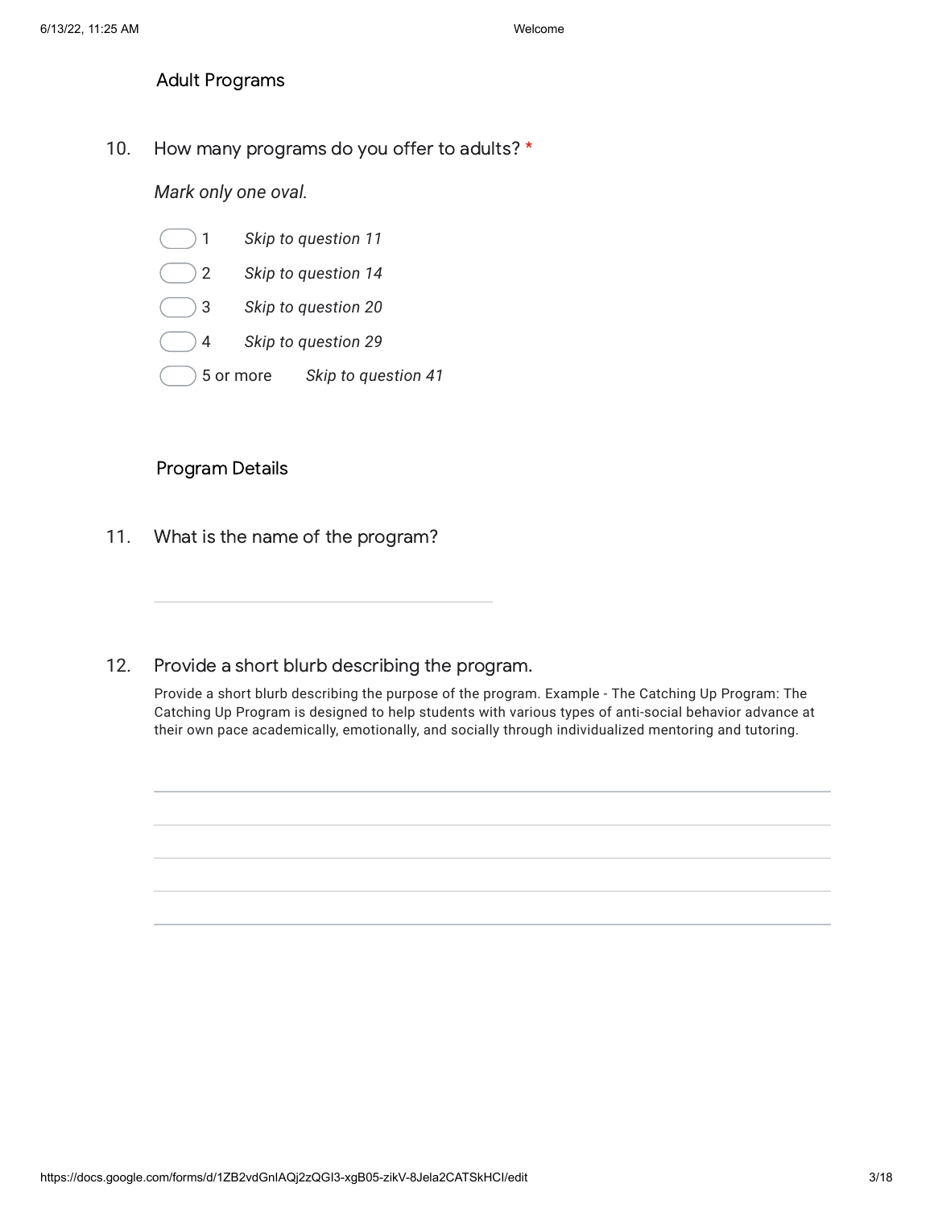## Adult Programs

10. How many programs do you offer to adults? *

*Mark only one oval.*

- ( ) 1 *Skip to question 11*
- ( ) 2 *Skip to question 14*
- ( ) 3 *Skip to question 20*
- ( ) 4 *Skip to question 29*
- ( ) 5 or more *Skip to question 41*

## Program Details

11. What is the name of the program?

_______________________________

12. Provide a short blurb describing the program.

Provide a short blurb describing the purpose of the program. Example - The Catching Up Program: The Catching Up Program is designed to help students with various types of anti-social behavior advance at their own pace academically, emotionally, and socially through individualized mentoring and tutoring.

_______________________________

_______________________________

_______________________________

_______________________________

_______________________________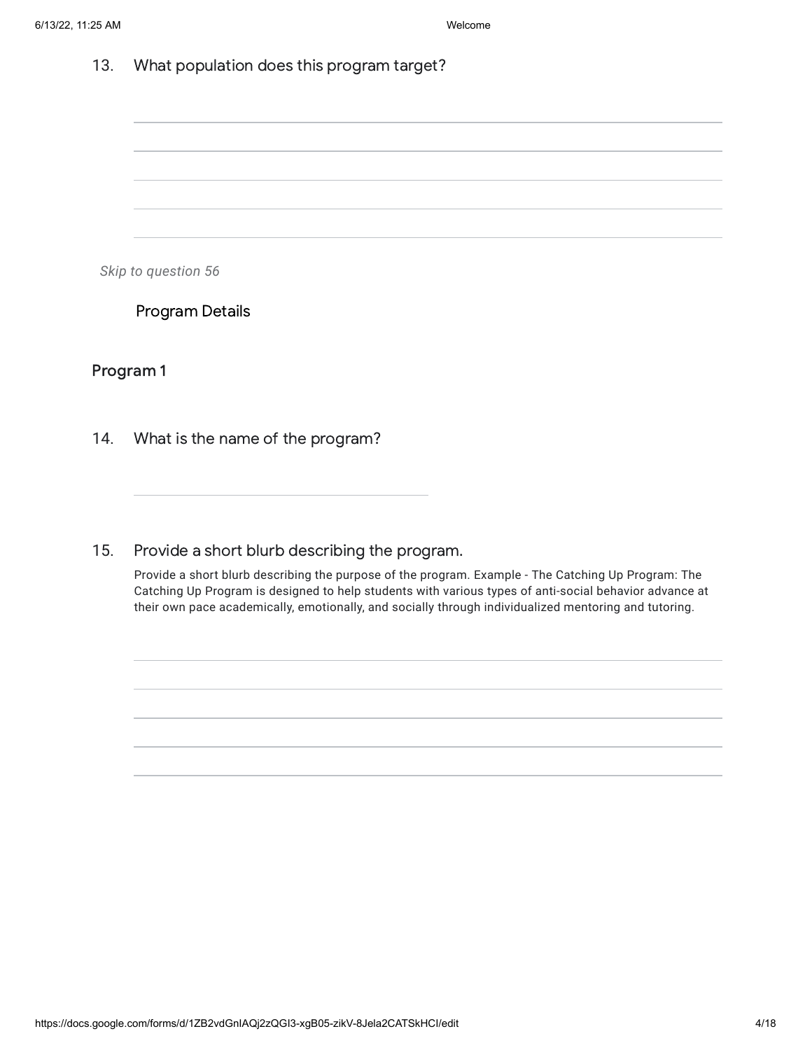13. What population does this program target?

*Skip to question 56*

## Program Details

### Program 1

14. What is the name of the program?

15. Provide a short blurb describing the program.

Provide a short blurb describing the purpose of the program. Example - The Catching Up Program: The Catching Up Program is designed to help students with various types of anti-social behavior advance at their own pace academically, emotionally, and socially through individualized mentoring and tutoring.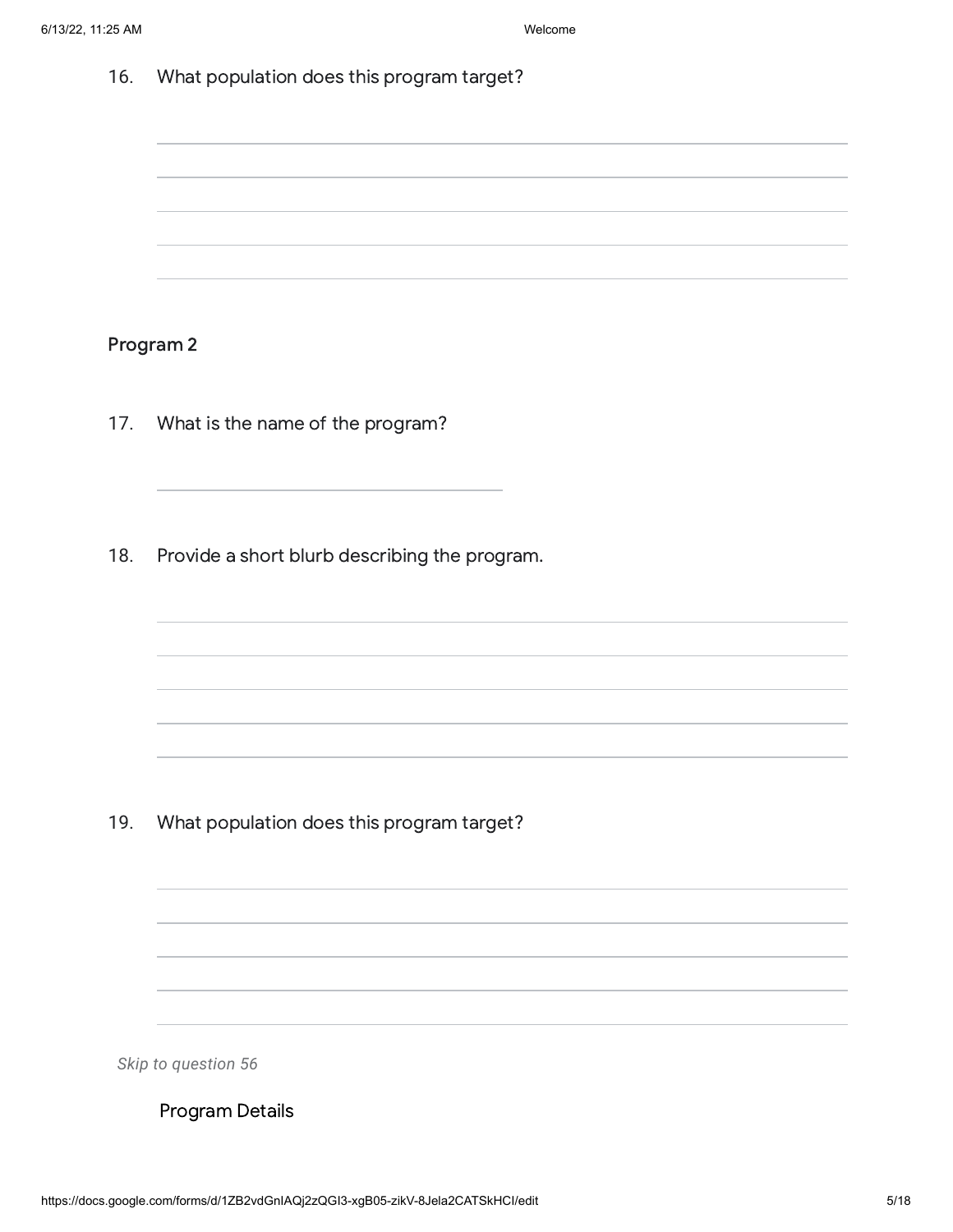16. What population does this program target?

## Program 2

17. What is the name of the program?

18. Provide a short blurb describing the program.

19. What population does this program target?

*Skip to question 56*

## Program Details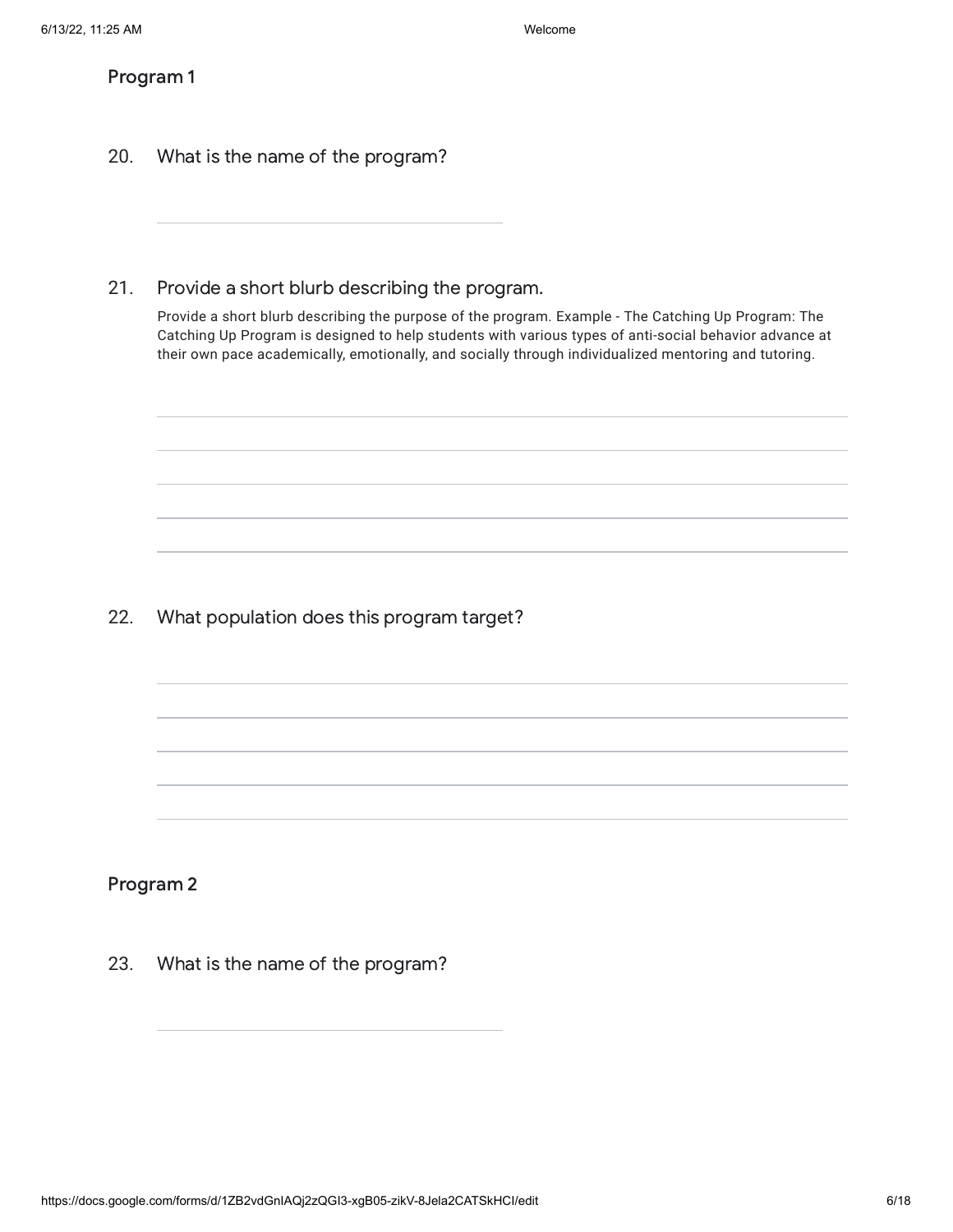## Program 1

20. What is the name of the program?

21. Provide a short blurb describing the program.

Provide a short blurb describing the purpose of the program. Example - The Catching Up Program: The Catching Up Program is designed to help students with various types of anti-social behavior advance at their own pace academically, emotionally, and socially through individualized mentoring and tutoring.

22. What population does this program target?

## Program 2

23. What is the name of the program?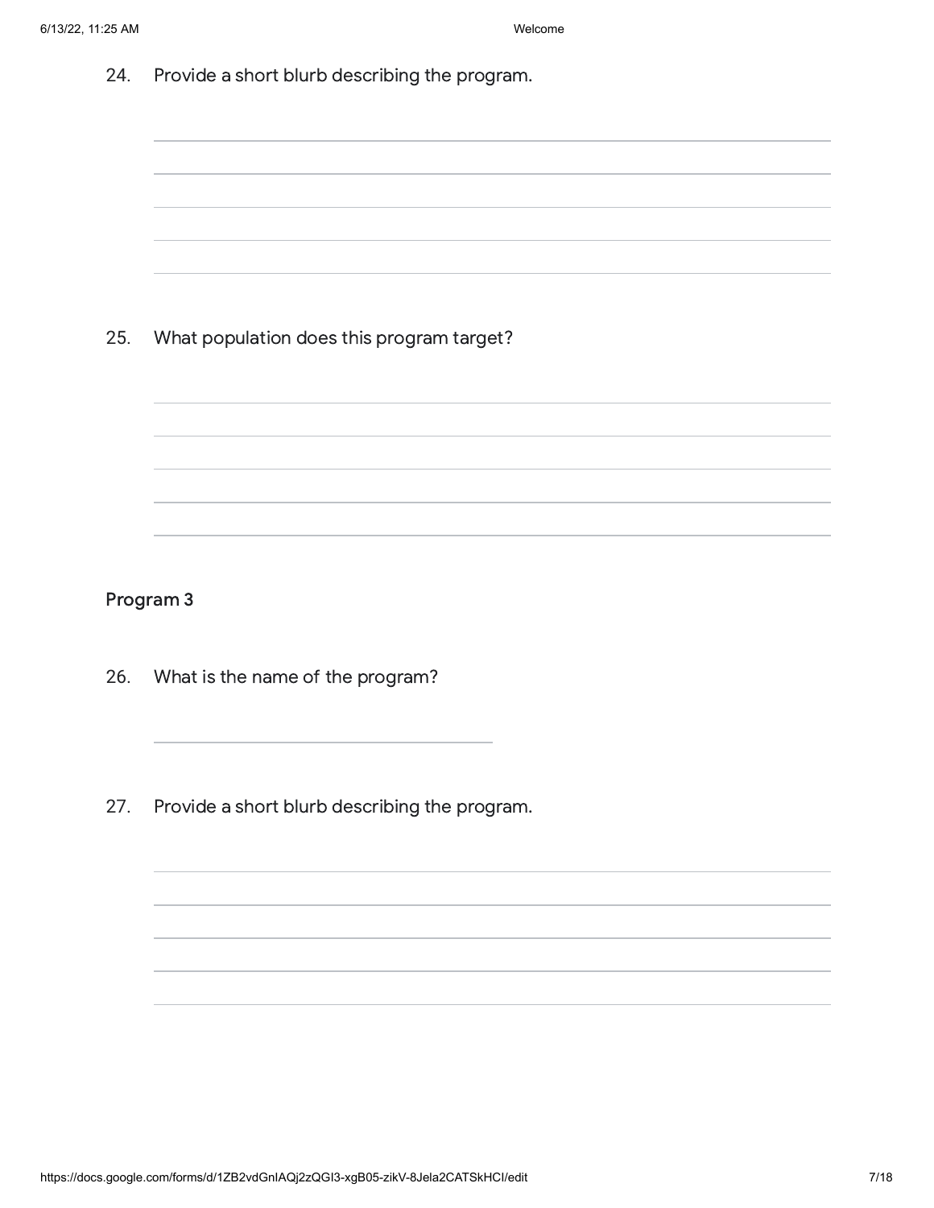24. Provide a short blurb describing the program.

25. What population does this program target?

## Program 3

26. What is the name of the program?

27. Provide a short blurb describing the program.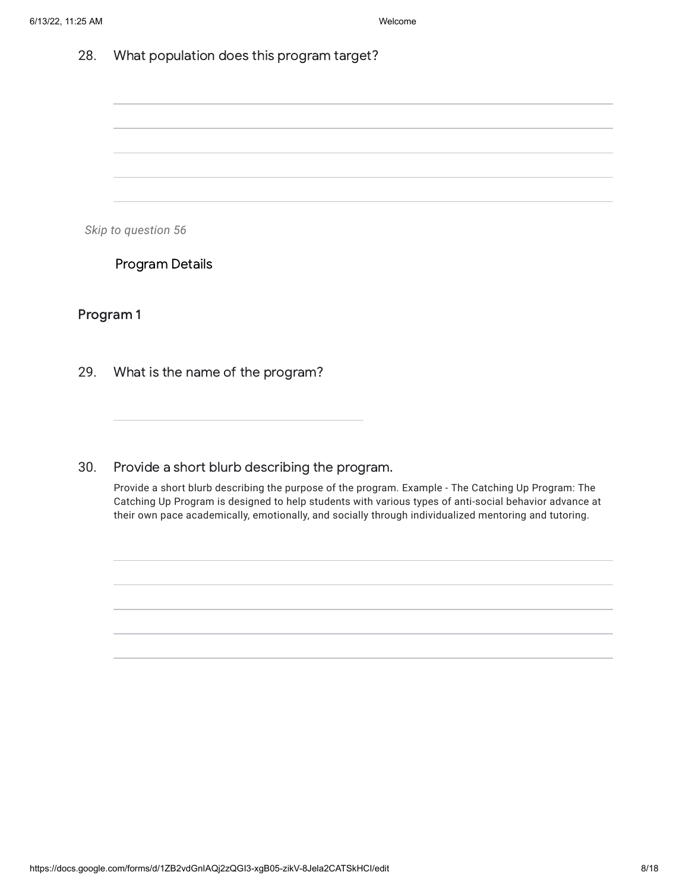28. What population does this program target?

*Skip to question 56*

## Program Details

### Program 1

29. What is the name of the program?

30. Provide a short blurb describing the program.

Provide a short blurb describing the purpose of the program. Example - The Catching Up Program: The Catching Up Program is designed to help students with various types of anti-social behavior advance at their own pace academically, emotionally, and socially through individualized mentoring and tutoring.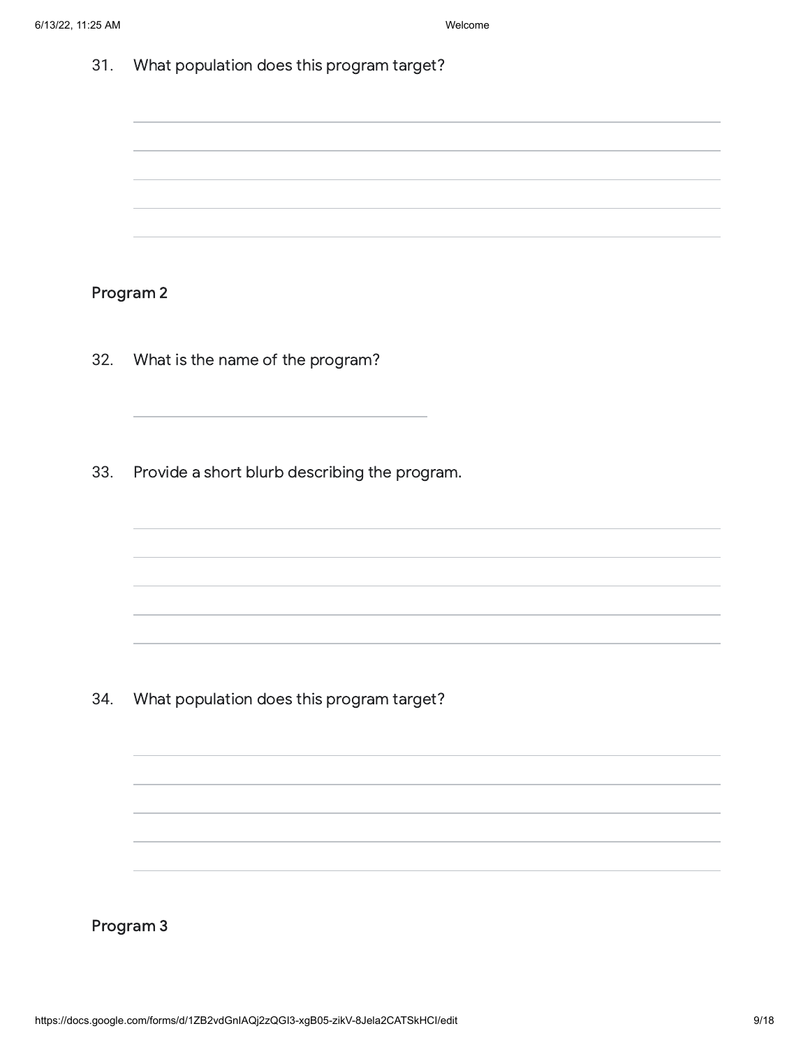31. What population does this program target?

## Program 2

32. What is the name of the program?

33. Provide a short blurb describing the program.

34. What population does this program target?

## Program 3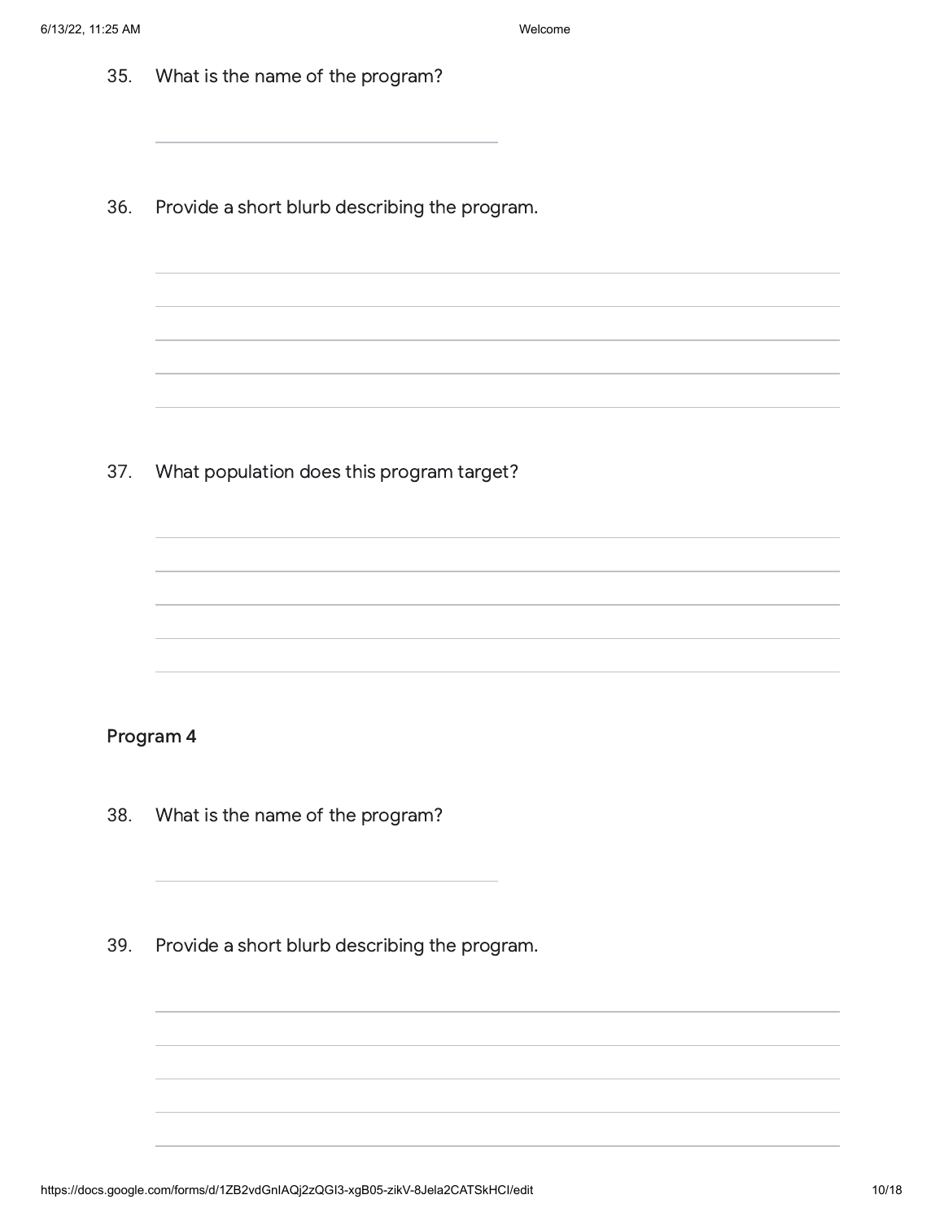35. What is the name of the program?

36. Provide a short blurb describing the program.

37. What population does this program target?

## Program 4

38. What is the name of the program?

39. Provide a short blurb describing the program.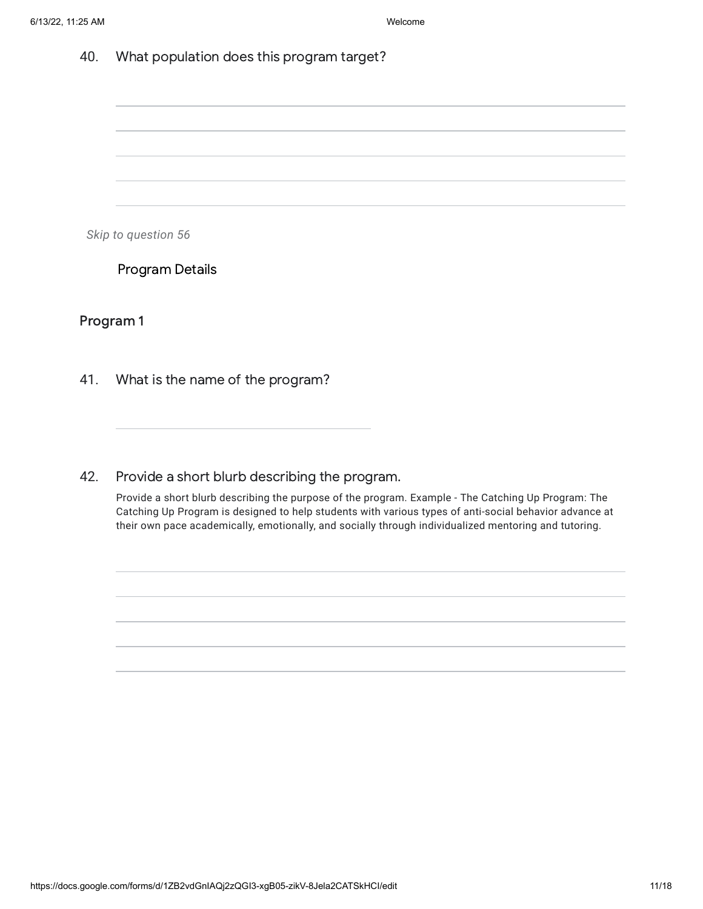40. What population does this program target?

*Skip to question 56*

## Program Details

### Program 1

41. What is the name of the program?

42. Provide a short blurb describing the program.

Provide a short blurb describing the purpose of the program. Example - The Catching Up Program: The Catching Up Program is designed to help students with various types of anti-social behavior advance at their own pace academically, emotionally, and socially through individualized mentoring and tutoring.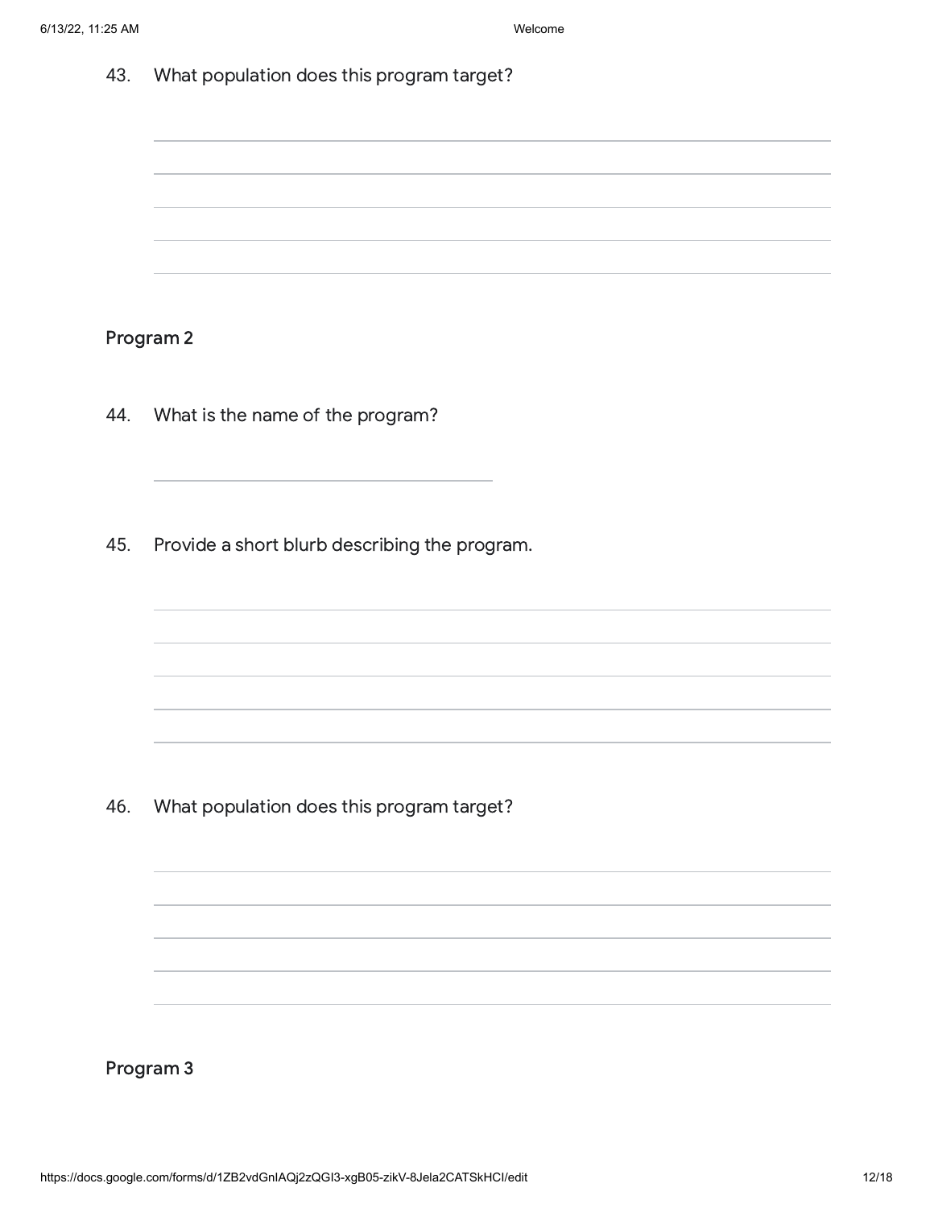43. What population does this program target?

## Program 2

44. What is the name of the program?

45. Provide a short blurb describing the program.

46. What population does this program target?

## Program 3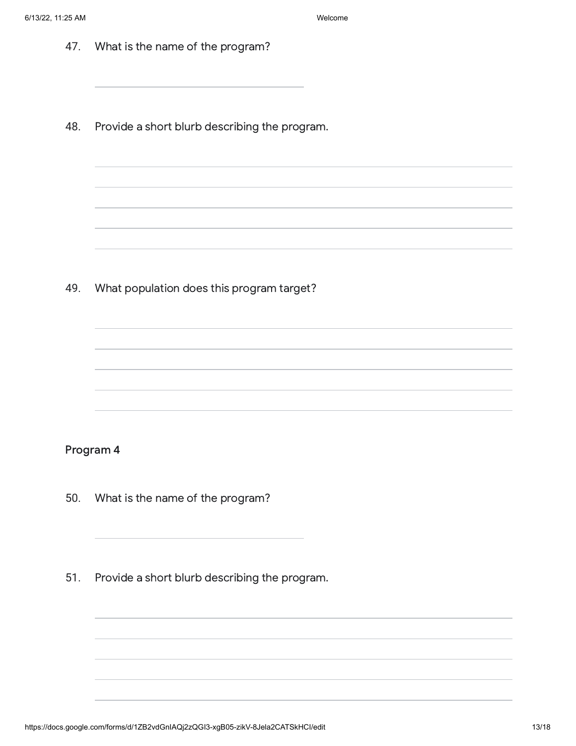47. What is the name of the program?

48. Provide a short blurb describing the program.

49. What population does this program target?

## Program 4

50. What is the name of the program?

51. Provide a short blurb describing the program.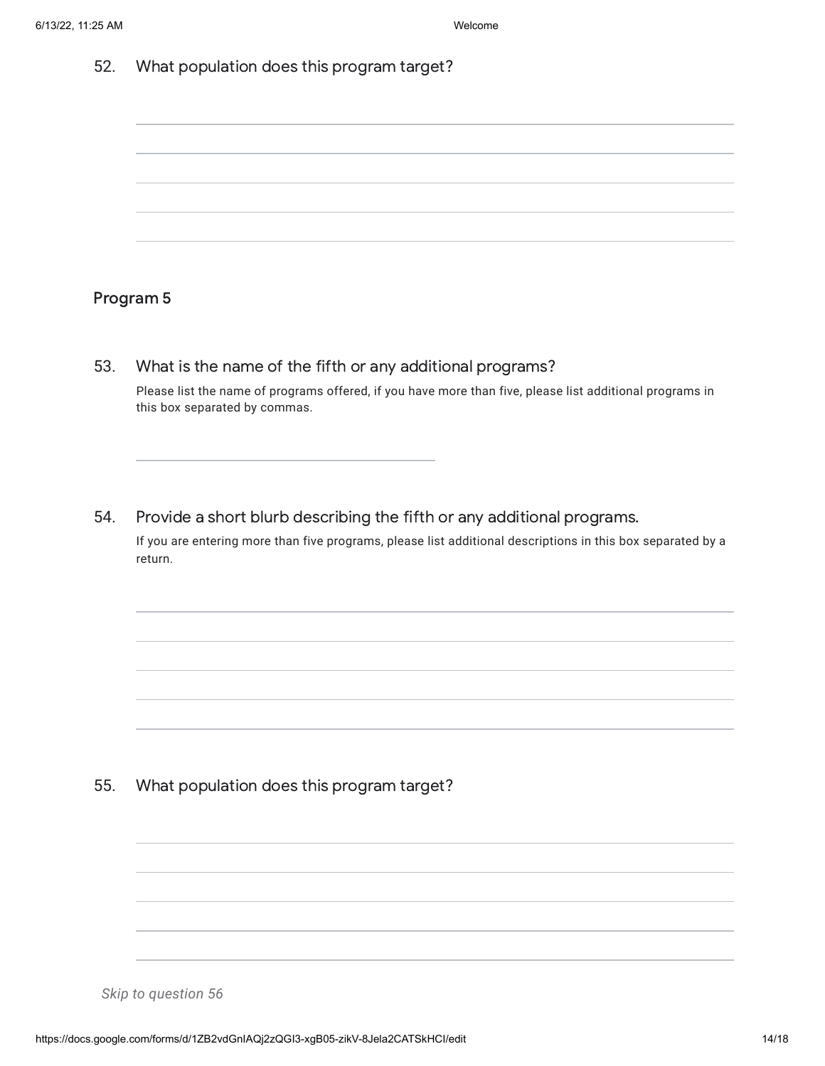52. What population does this program target?

## Program 5

53. What is the name of the fifth or any additional programs?

Please list the name of programs offered, if you have more than five, please list additional programs in this box separated by commas.

54. Provide a short blurb describing the fifth or any additional programs.

If you are entering more than five programs, please list additional descriptions in this box separated by a return.

55. What population does this program target?

*Skip to question 56*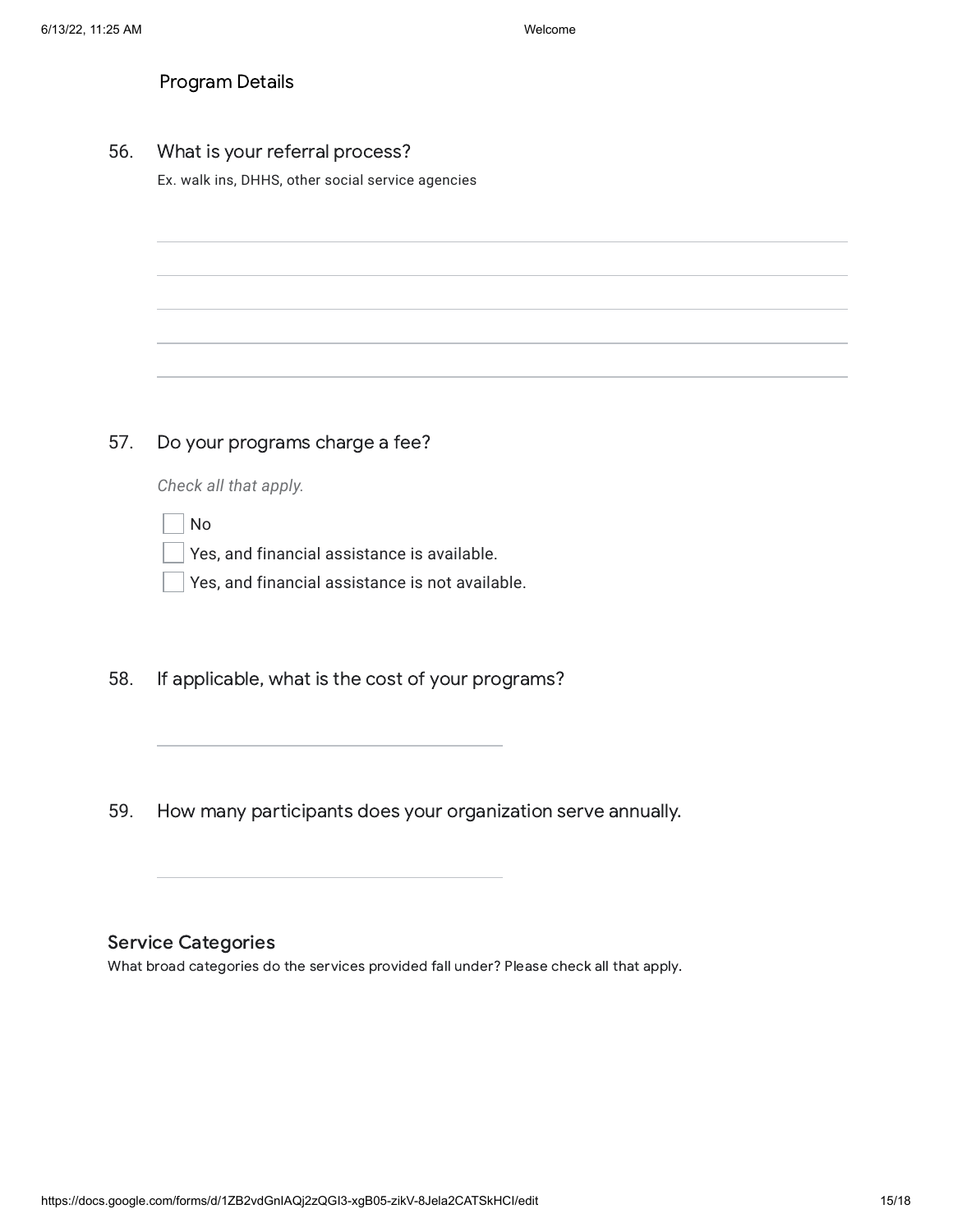## Program Details

56. What is your referral process?

Ex. walk ins, DHHS, other social service agencies

_______________________________________________

_______________________________________________

_______________________________________________

_______________________________________________

_______________________________________________

57. Do your programs charge a fee?

*Check all that apply.*

- [ ] No
- [ ] Yes, and financial assistance is available.
- [ ] Yes, and financial assistance is not available.

58. If applicable, what is the cost of your programs?

_______________________________________________

59. How many participants does your organization serve annually.

_______________________________________________

## Service Categories

What broad categories do the services provided fall under? Please check all that apply.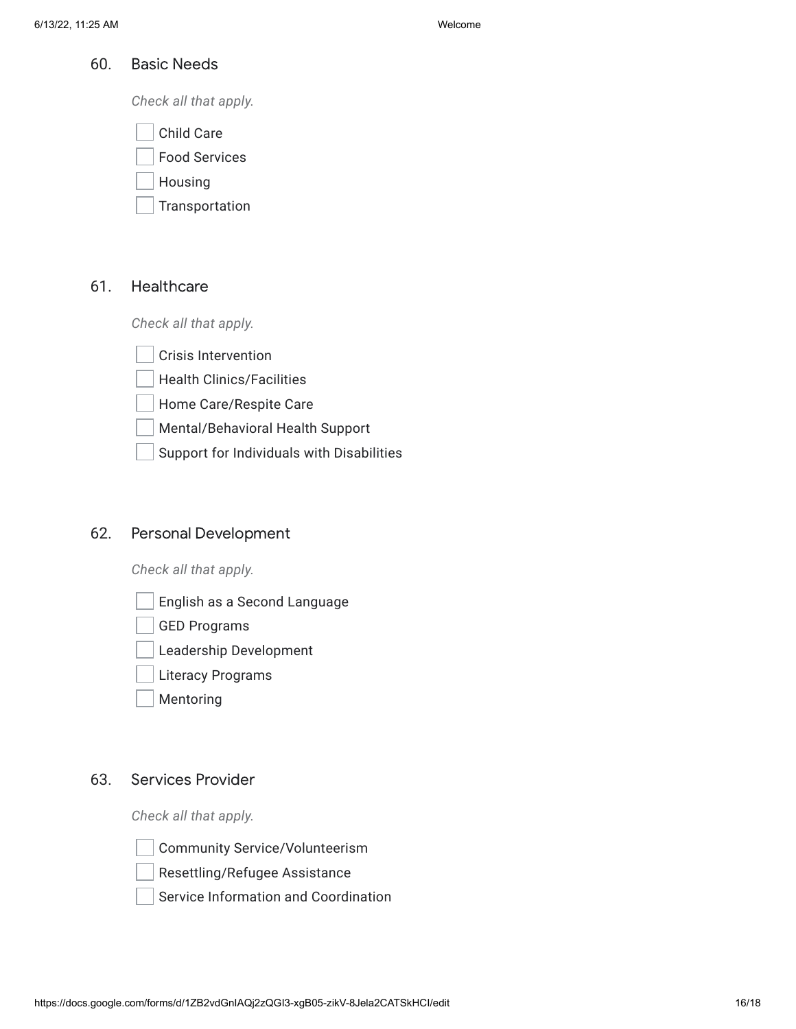60. Basic Needs

*Check all that apply.*

- [ ] Child Care
- [ ] Food Services
- [ ] Housing
- [ ] Transportation

61. Healthcare

*Check all that apply.*

- [ ] Crisis Intervention
- [ ] Health Clinics/Facilities
- [ ] Home Care/Respite Care
- [ ] Mental/Behavioral Health Support
- [ ] Support for Individuals with Disabilities

62. Personal Development

*Check all that apply.*

- [ ] English as a Second Language
- [ ] GED Programs
- [ ] Leadership Development
- [ ] Literacy Programs
- [ ] Mentoring

63. Services Provider

*Check all that apply.*

- [ ] Community Service/Volunteerism
- [ ] Resettling/Refugee Assistance
- [ ] Service Information and Coordination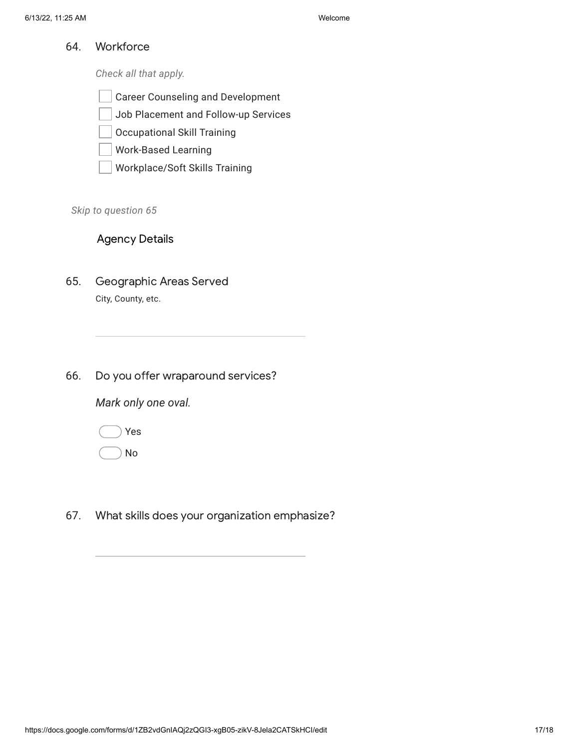64. Workforce

*Check all that apply.*

- [ ] Career Counseling and Development
- [ ] Job Placement and Follow-up Services
- [ ] Occupational Skill Training
- [ ] Work-Based Learning
- [ ] Workplace/Soft Skills Training

*Skip to question 65*

## Agency Details

65. Geographic Areas Served

City, County, etc.

_______________________________

66. Do you offer wraparound services?

*Mark only one oval.*

- ( ) Yes
- ( ) No

67. What skills does your organization emphasize?

_______________________________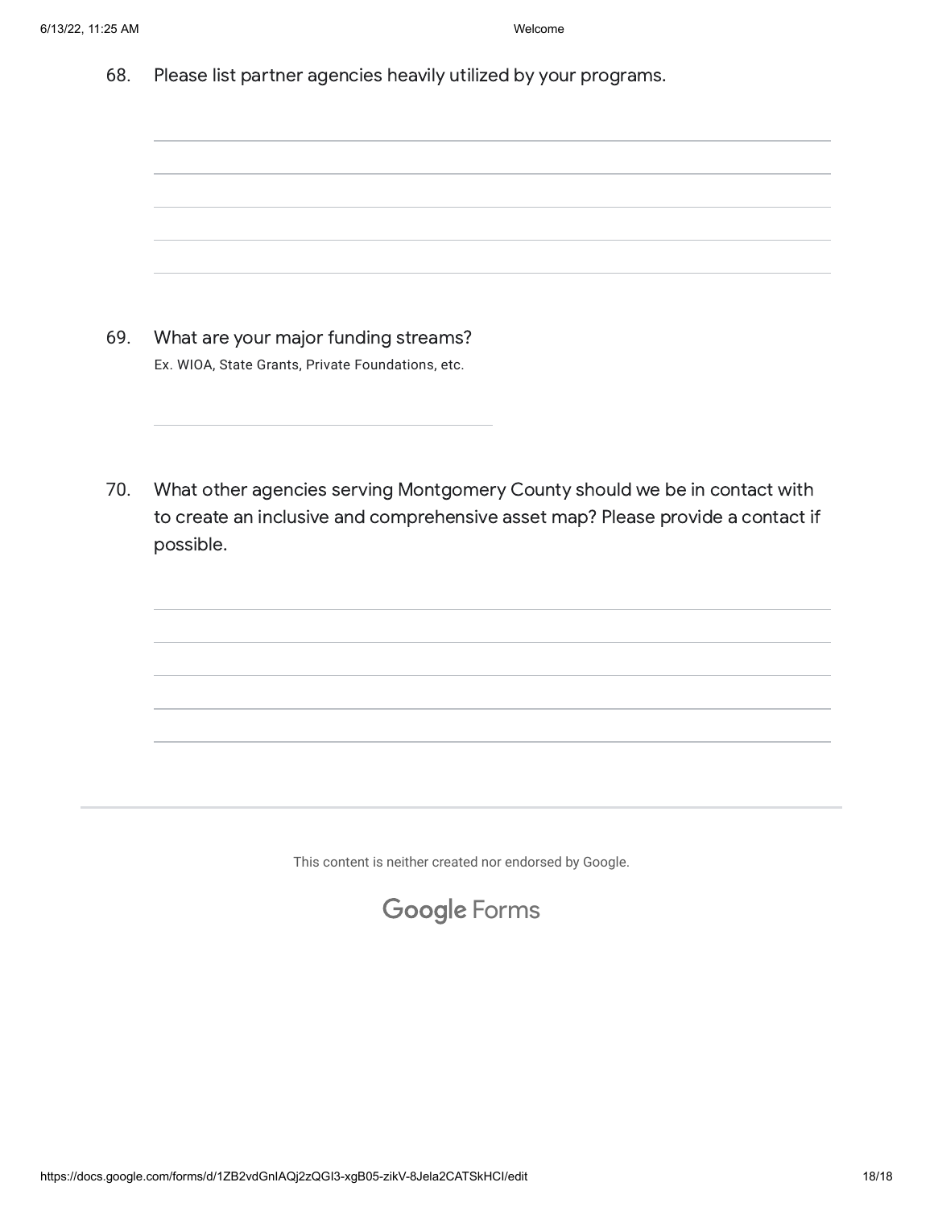68. Please list partner agencies heavily utilized by your programs.

69. What are your major funding streams?
Ex. WIOA, State Grants, Private Foundations, etc.

70. What other agencies serving Montgomery County should we be in contact with to create an inclusive and comprehensive asset map? Please provide a contact if possible.

This content is neither created nor endorsed by Google.

Google Forms